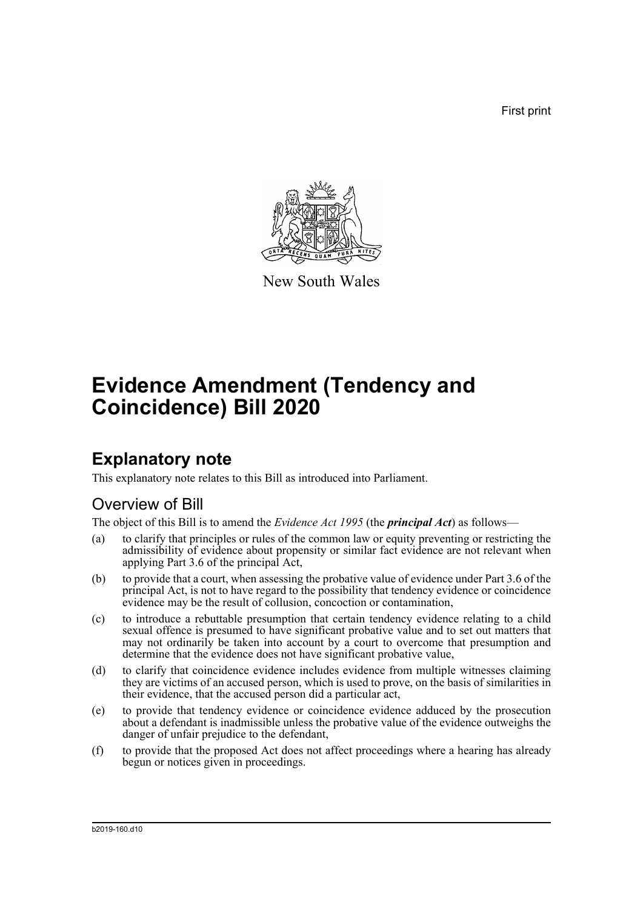First print

New South Wales

# Evidence Amendment (Tendency and Coincidence) Bill 2020

## Explanatory note

This explanatory note relates to this Bill as introduced into Parliament.

### Overview of Bill

The object of this Bill is to amend the *Evidence Act 1995* (the ***principal Act***) as follows—

(a) to clarify that principles or rules of the common law or equity preventing or restricting the admissibility of evidence about propensity or similar fact evidence are not relevant when applying Part 3.6 of the principal Act,

(b) to provide that a court, when assessing the probative value of evidence under Part 3.6 of the principal Act, is not to have regard to the possibility that tendency evidence or coincidence evidence may be the result of collusion, concoction or contamination,

(c) to introduce a rebuttable presumption that certain tendency evidence relating to a child sexual offence is presumed to have significant probative value and to set out matters that may not ordinarily be taken into account by a court to overcome that presumption and determine that the evidence does not have significant probative value,

(d) to clarify that coincidence evidence includes evidence from multiple witnesses claiming they are victims of an accused person, which is used to prove, on the basis of similarities in their evidence, that the accused person did a particular act,

(e) to provide that tendency evidence or coincidence evidence adduced by the prosecution about a defendant is inadmissible unless the probative value of the evidence outweighs the danger of unfair prejudice to the defendant,

(f) to provide that the proposed Act does not affect proceedings where a hearing has already begun or notices given in proceedings.

b2019-160.d10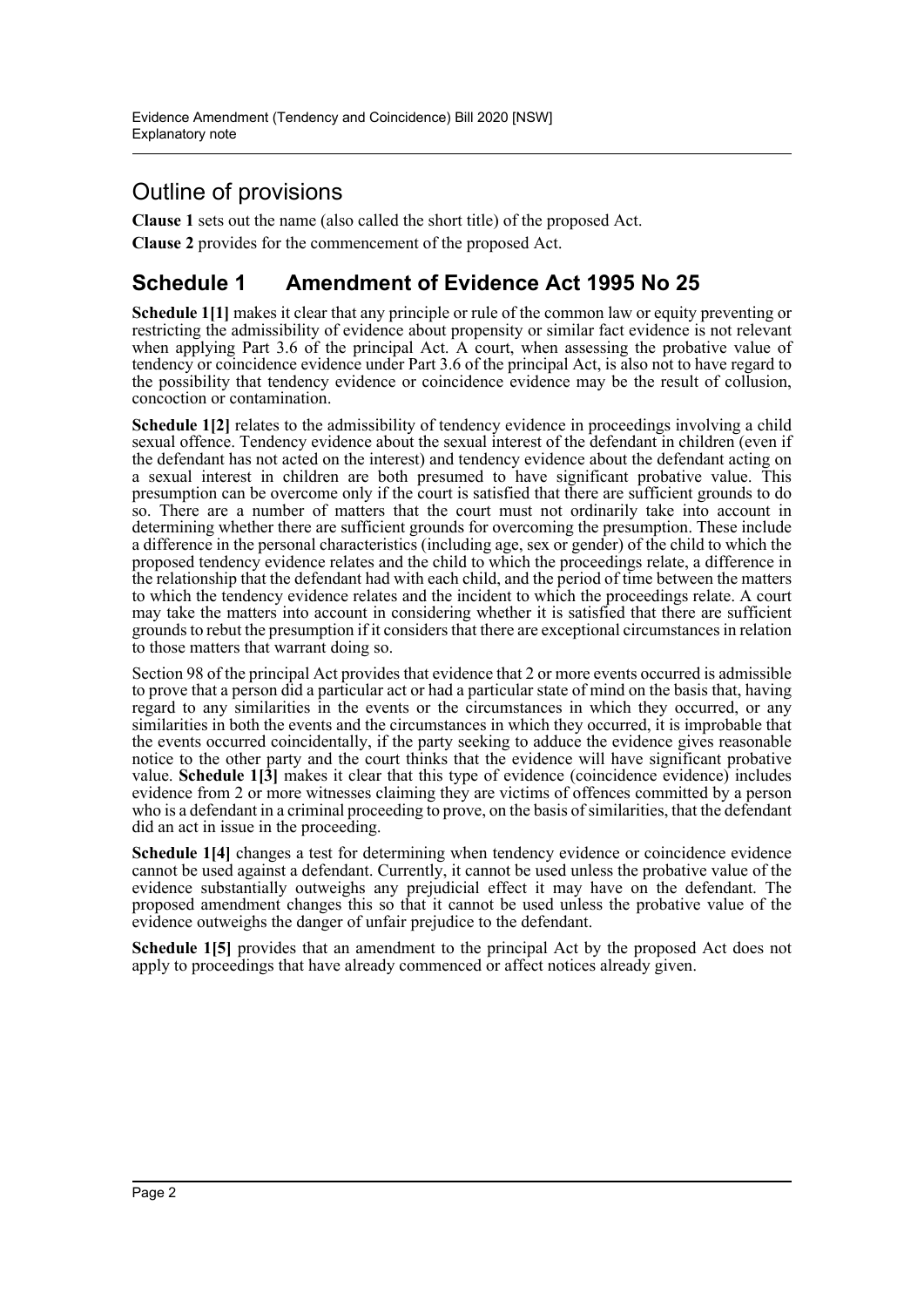## Outline of provisions

**Clause 1** sets out the name (also called the short title) of the proposed Act.

**Clause 2** provides for the commencement of the proposed Act.

## Schedule 1 Amendment of Evidence Act 1995 No 25

**Schedule 1[1]** makes it clear that any principle or rule of the common law or equity preventing or restricting the admissibility of evidence about propensity or similar fact evidence is not relevant when applying Part 3.6 of the principal Act. A court, when assessing the probative value of tendency or coincidence evidence under Part 3.6 of the principal Act, is also not to have regard to the possibility that tendency evidence or coincidence evidence may be the result of collusion, concoction or contamination.

**Schedule 1[2]** relates to the admissibility of tendency evidence in proceedings involving a child sexual offence. Tendency evidence about the sexual interest of the defendant in children (even if the defendant has not acted on the interest) and tendency evidence about the defendant acting on a sexual interest in children are both presumed to have significant probative value. This presumption can be overcome only if the court is satisfied that there are sufficient grounds to do so. There are a number of matters that the court must not ordinarily take into account in determining whether there are sufficient grounds for overcoming the presumption. These include a difference in the personal characteristics (including age, sex or gender) of the child to which the proposed tendency evidence relates and the child to which the proceedings relate, a difference in the relationship that the defendant had with each child, and the period of time between the matters to which the tendency evidence relates and the incident to which the proceedings relate. A court may take the matters into account in considering whether it is satisfied that there are sufficient grounds to rebut the presumption if it considers that there are exceptional circumstances in relation to those matters that warrant doing so.

Section 98 of the principal Act provides that evidence that 2 or more events occurred is admissible to prove that a person did a particular act or had a particular state of mind on the basis that, having regard to any similarities in the events or the circumstances in which they occurred, or any similarities in both the events and the circumstances in which they occurred, it is improbable that the events occurred coincidentally, if the party seeking to adduce the evidence gives reasonable notice to the other party and the court thinks that the evidence will have significant probative value. **Schedule 1[3]** makes it clear that this type of evidence (coincidence evidence) includes evidence from 2 or more witnesses claiming they are victims of offences committed by a person who is a defendant in a criminal proceeding to prove, on the basis of similarities, that the defendant did an act in issue in the proceeding.

**Schedule 1[4]** changes a test for determining when tendency evidence or coincidence evidence cannot be used against a defendant. Currently, it cannot be used unless the probative value of the evidence substantially outweighs any prejudicial effect it may have on the defendant. The proposed amendment changes this so that it cannot be used unless the probative value of the evidence outweighs the danger of unfair prejudice to the defendant.

**Schedule 1[5]** provides that an amendment to the principal Act by the proposed Act does not apply to proceedings that have already commenced or affect notices already given.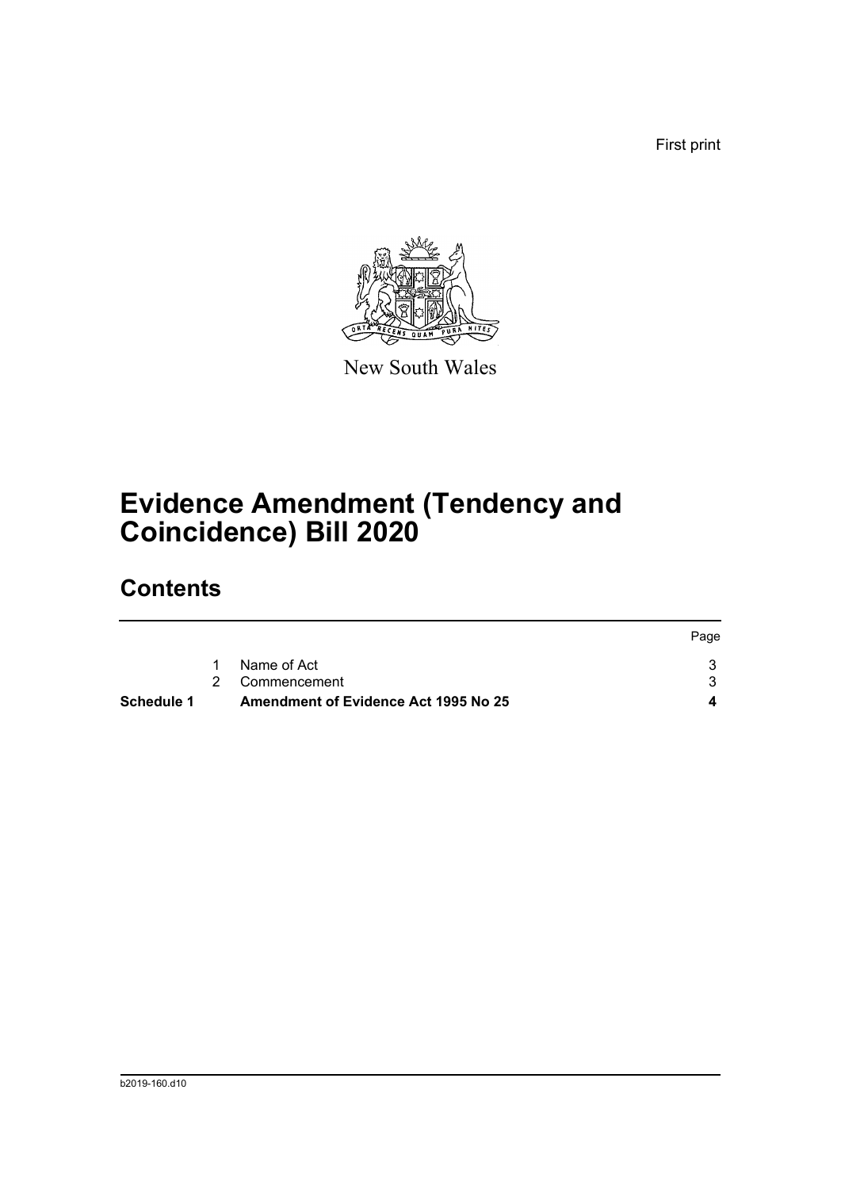First print

New South Wales

# Evidence Amendment (Tendency and Coincidence) Bill 2020

## Contents

| | | | Page |
|---|---|---|---|
| | 1 | Name of Act | 3 |
| | 2 | Commencement | 3 |
| **Schedule 1** | | **Amendment of Evidence Act 1995 No 25** | **4** |

b2019-160.d10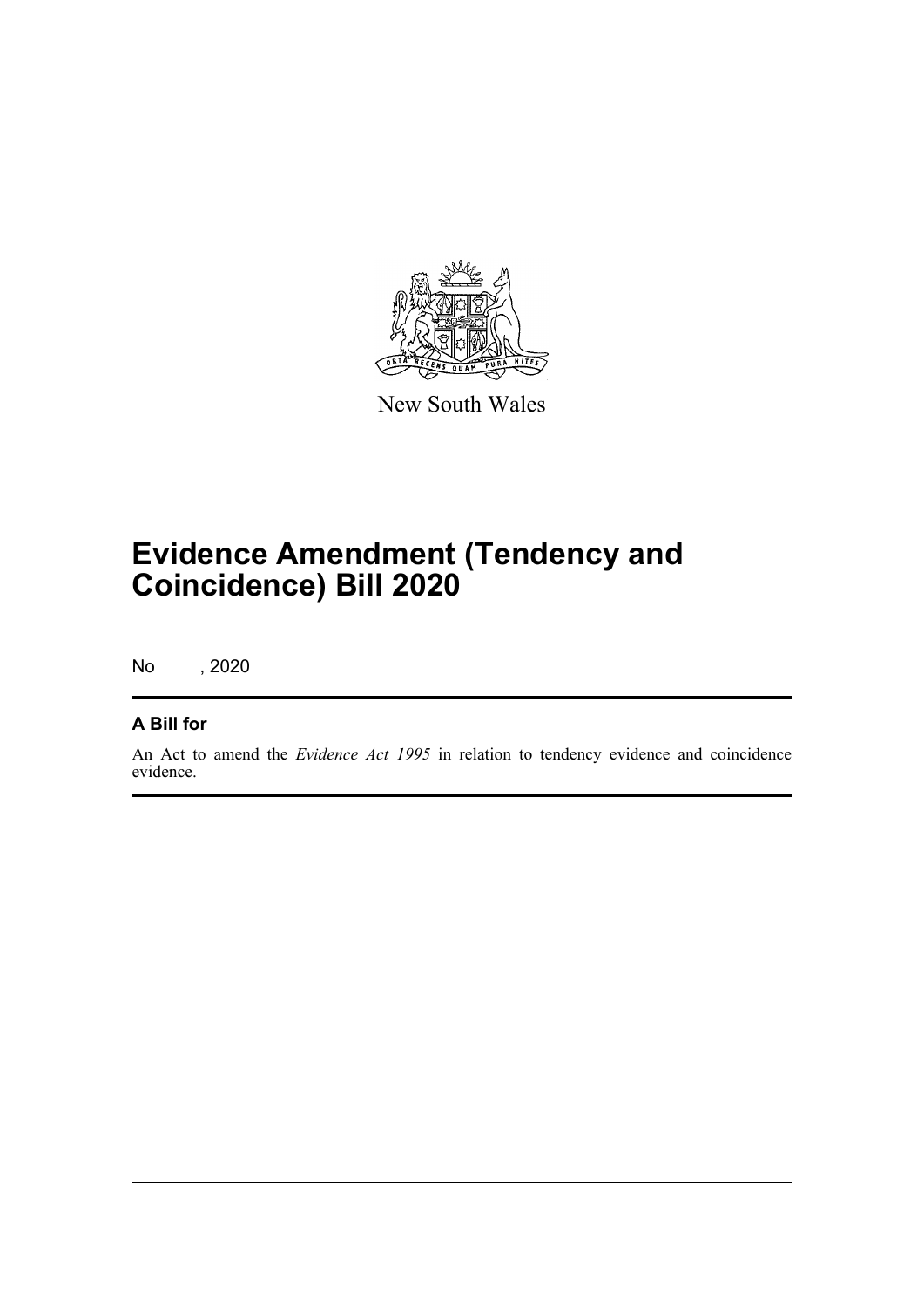New South Wales

# Evidence Amendment (Tendency and Coincidence) Bill 2020

No , 2020

### A Bill for

An Act to amend the *Evidence Act 1995* in relation to tendency evidence and coincidence evidence.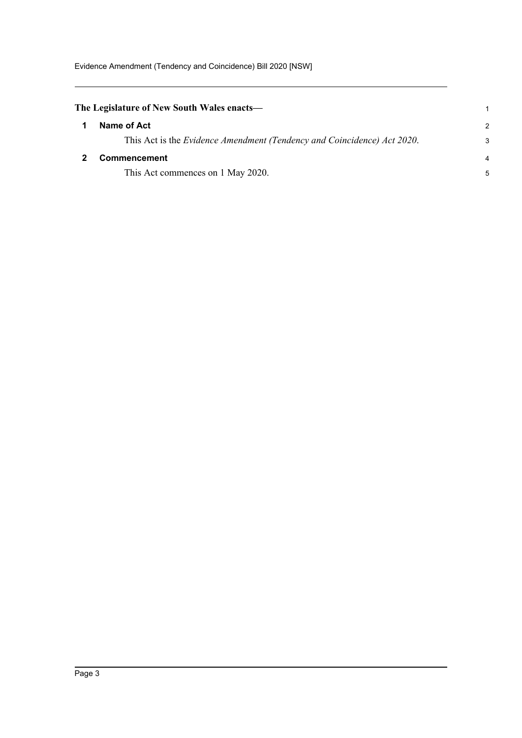**The Legislature of New South Wales enacts—**

## 1 Name of Act

This Act is the *Evidence Amendment (Tendency and Coincidence) Act 2020*.

## 2 Commencement

This Act commences on 1 May 2020.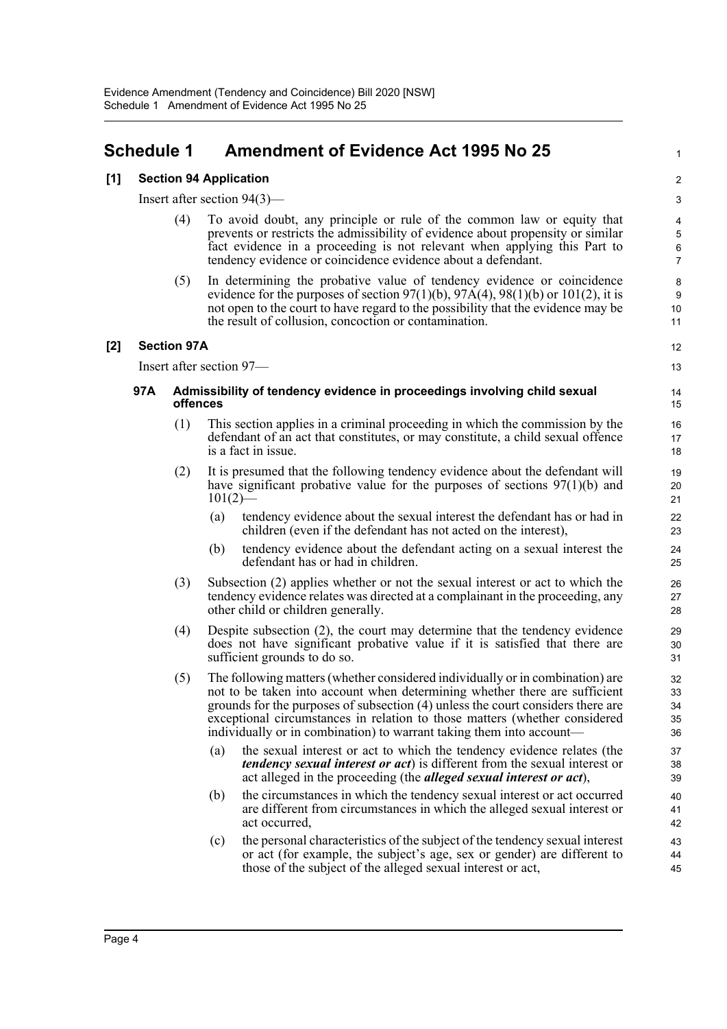# Schedule 1 Amendment of Evidence Act 1995 No 25

**[1] Section 94 Application**

Insert after section 94(3)—

(4) To avoid doubt, any principle or rule of the common law or equity that prevents or restricts the admissibility of evidence about propensity or similar fact evidence in a proceeding is not relevant when applying this Part to tendency evidence or coincidence evidence about a defendant.

(5) In determining the probative value of tendency evidence or coincidence evidence for the purposes of section 97(1)(b), 97A(4), 98(1)(b) or 101(2), it is not open to the court to have regard to the possibility that the evidence may be the result of collusion, concoction or contamination.

**[2] Section 97A**

Insert after section 97—

**97A Admissibility of tendency evidence in proceedings involving child sexual offences**

(1) This section applies in a criminal proceeding in which the commission by the defendant of an act that constitutes, or may constitute, a child sexual offence is a fact in issue.

(2) It is presumed that the following tendency evidence about the defendant will have significant probative value for the purposes of sections 97(1)(b) and 101(2)—

(a) tendency evidence about the sexual interest the defendant has or had in children (even if the defendant has not acted on the interest),

(b) tendency evidence about the defendant acting on a sexual interest the defendant has or had in children.

(3) Subsection (2) applies whether or not the sexual interest or act to which the tendency evidence relates was directed at a complainant in the proceeding, any other child or children generally.

(4) Despite subsection (2), the court may determine that the tendency evidence does not have significant probative value if it is satisfied that there are sufficient grounds to do so.

(5) The following matters (whether considered individually or in combination) are not to be taken into account when determining whether there are sufficient grounds for the purposes of subsection (4) unless the court considers there are exceptional circumstances in relation to those matters (whether considered individually or in combination) to warrant taking them into account—

(a) the sexual interest or act to which the tendency evidence relates (the ***tendency sexual interest or act***) is different from the sexual interest or act alleged in the proceeding (the ***alleged sexual interest or act***),

(b) the circumstances in which the tendency sexual interest or act occurred are different from circumstances in which the alleged sexual interest or act occurred,

(c) the personal characteristics of the subject of the tendency sexual interest or act (for example, the subject's age, sex or gender) are different to those of the subject of the alleged sexual interest or act,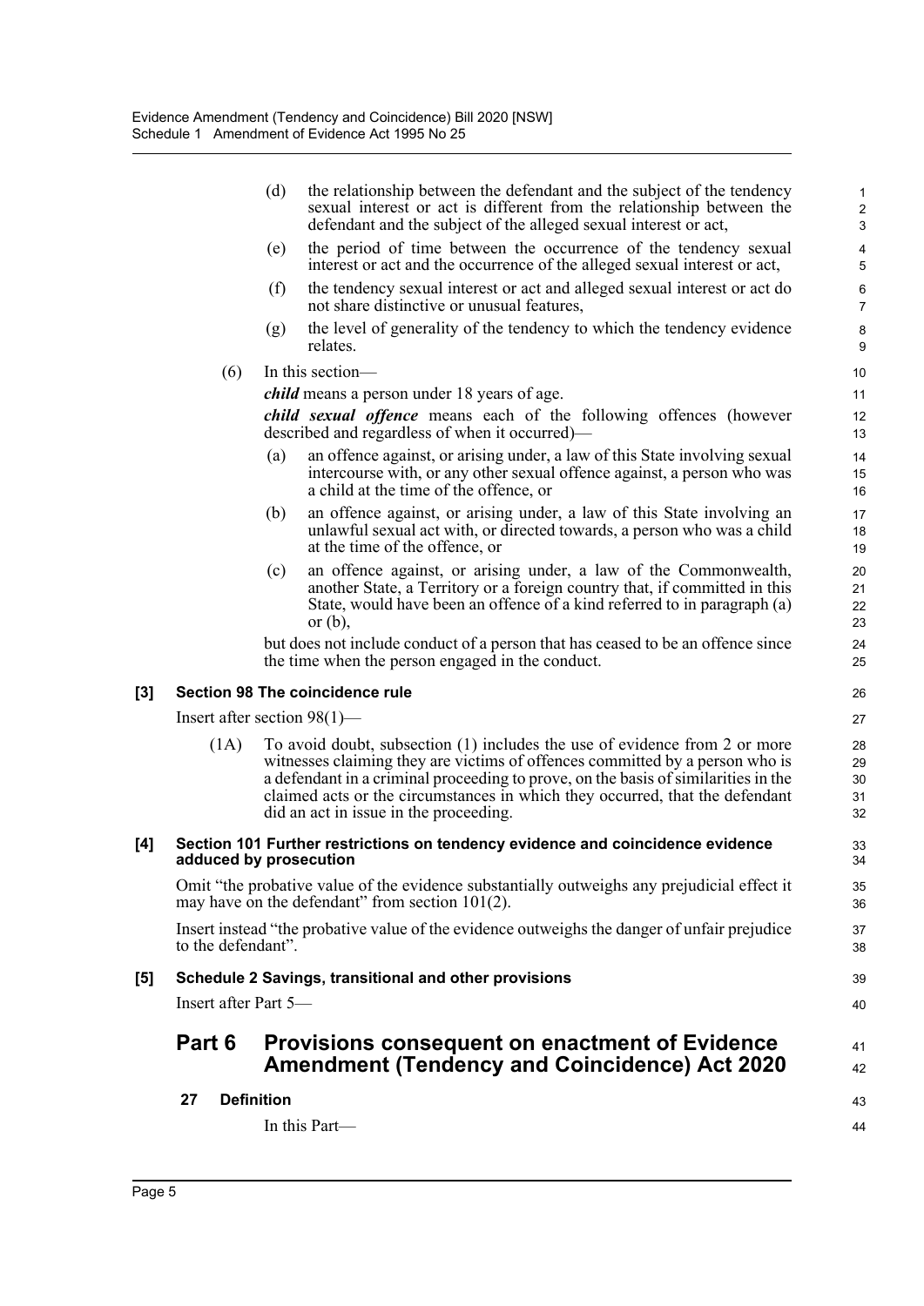(d) the relationship between the defendant and the subject of the tendency sexual interest or act is different from the relationship between the defendant and the subject of the alleged sexual interest or act,

(e) the period of time between the occurrence of the tendency sexual interest or act and the occurrence of the alleged sexual interest or act,

(f) the tendency sexual interest or act and alleged sexual interest or act do not share distinctive or unusual features,

(g) the level of generality of the tendency to which the tendency evidence relates.

(6) In this section—

***child*** means a person under 18 years of age.

***child sexual offence*** means each of the following offences (however described and regardless of when it occurred)—

(a) an offence against, or arising under, a law of this State involving sexual intercourse with, or any other sexual offence against, a person who was a child at the time of the offence, or

(b) an offence against, or arising under, a law of this State involving an unlawful sexual act with, or directed towards, a person who was a child at the time of the offence, or

(c) an offence against, or arising under, a law of the Commonwealth, another State, a Territory or a foreign country that, if committed in this State, would have been an offence of a kind referred to in paragraph (a) or (b),

but does not include conduct of a person that has ceased to be an offence since the time when the person engaged in the conduct.

**[3] Section 98 The coincidence rule**

Insert after section 98(1)—

(1A) To avoid doubt, subsection (1) includes the use of evidence from 2 or more witnesses claiming they are victims of offences committed by a person who is a defendant in a criminal proceeding to prove, on the basis of similarities in the claimed acts or the circumstances in which they occurred, that the defendant did an act in issue in the proceeding.

**[4] Section 101 Further restrictions on tendency evidence and coincidence evidence adduced by prosecution**

Omit "the probative value of the evidence substantially outweighs any prejudicial effect it may have on the defendant" from section 101(2).

Insert instead "the probative value of the evidence outweighs the danger of unfair prejudice to the defendant".

**[5] Schedule 2 Savings, transitional and other provisions**

Insert after Part 5—

## Part 6 Provisions consequent on enactment of Evidence Amendment (Tendency and Coincidence) Act 2020

**27 Definition**

In this Part—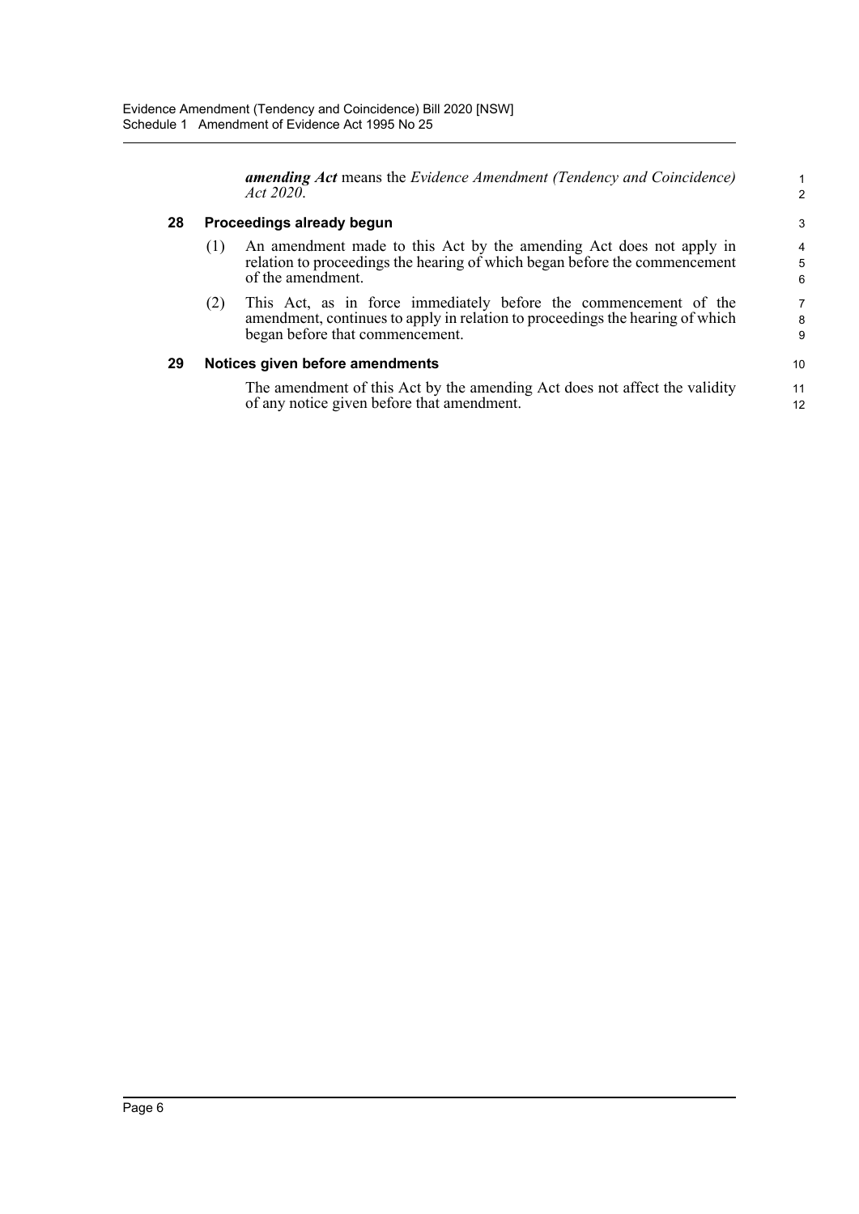***amending Act*** means the *Evidence Amendment (Tendency and Coincidence) Act 2020*.

### 28 Proceedings already begun

(1) An amendment made to this Act by the amending Act does not apply in relation to proceedings the hearing of which began before the commencement of the amendment.

(2) This Act, as in force immediately before the commencement of the amendment, continues to apply in relation to proceedings the hearing of which began before that commencement.

### 29 Notices given before amendments

The amendment of this Act by the amending Act does not affect the validity of any notice given before that amendment.